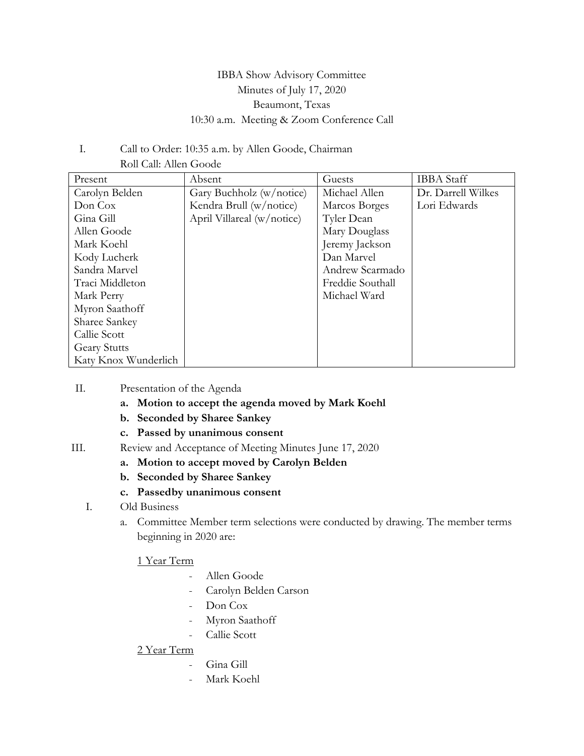IBBA Show Advisory Committee
Minutes of July 17, 2020
Beaumont, Texas
10:30 a.m. Meeting & Zoom Conference Call

I. Call to Order: 10:35 a.m. by Allen Goode, Chairman
Roll Call: Allen Goode

| Present | Absent | Guests | IBBA Staff |
|---|---|---|---|
| Carolyn Belden | Gary Buchholz (w/notice) | Michael Allen | Dr. Darrell Wilkes |
| Don Cox | Kendra Brull (w/notice) | Marcos Borges | Lori Edwards |
| Gina Gill | April Villareal (w/notice) | Tyler Dean | |
| Allen Goode | | Mary Douglass | |
| Mark Koehl | | Jeremy Jackson | |
| Kody Lucherk | | Dan Marvel | |
| Sandra Marvel | | Andrew Scarmado | |
| Traci Middleton | | Freddie Southall | |
| Mark Perry | | Michael Ward | |
| Myron Saathoff | | | |
| Sharee Sankey | | | |
| Callie Scott | | | |
| Geary Stutts | | | |
| Katy Knox Wunderlich | | | |

II. Presentation of the Agenda

**a. Motion to accept the agenda moved by Mark Koehl**

**b. Seconded by Sharee Sankey**

**c. Passed by unanimous consent**

III. Review and Acceptance of Meeting Minutes June 17, 2020

**a. Motion to accept moved by Carolyn Belden**

**b. Seconded by Sharee Sankey**

**c. Passedby unanimous consent**

I. Old Business

a. Committee Member term selections were conducted by drawing. The member terms beginning in 2020 are:

1 Year Term

- Allen Goode
- Carolyn Belden Carson
- Don Cox
- Myron Saathoff
- Callie Scott

2 Year Term

- Gina Gill
- Mark Koehl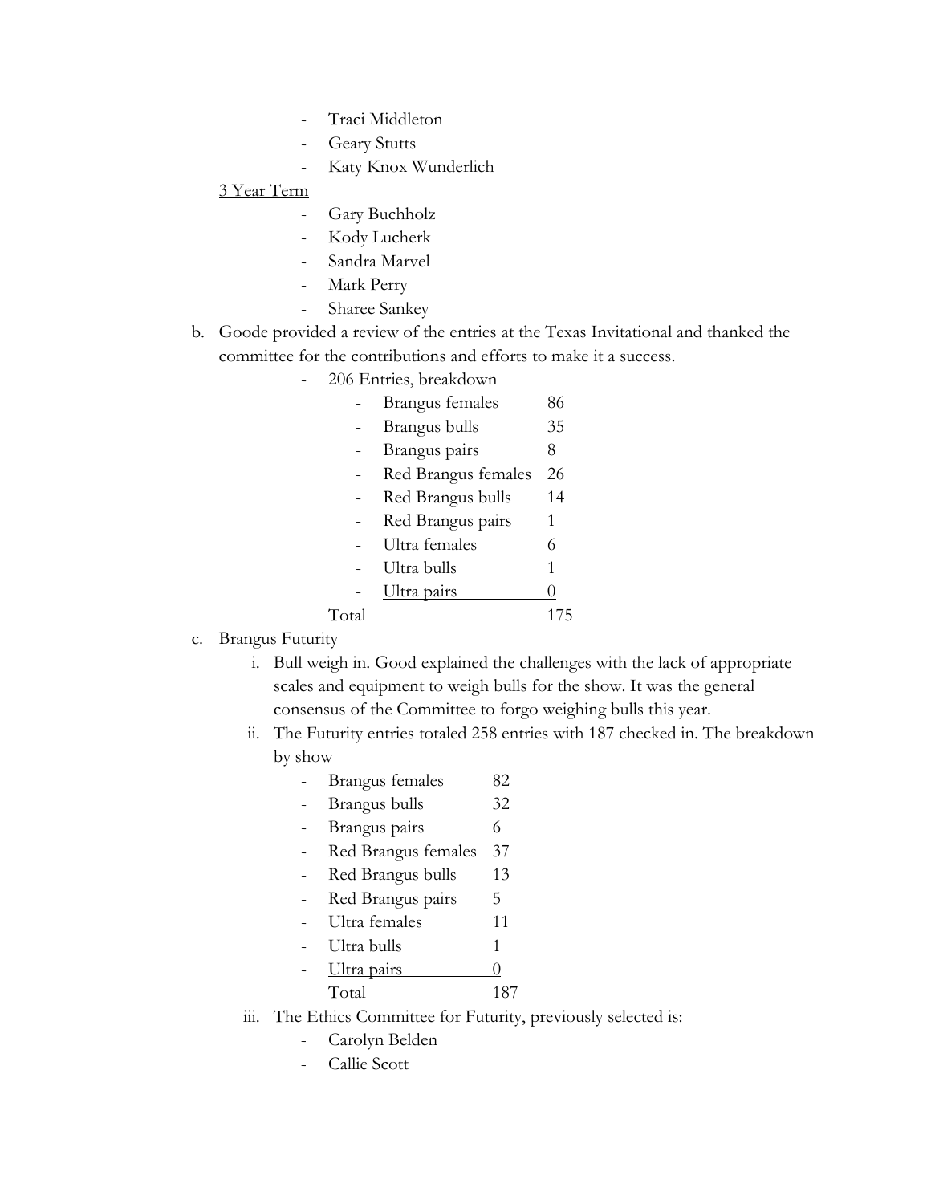- Traci Middleton
- Geary Stutts
- Katy Knox Wunderlich

<u>3 Year Term</u>

- Gary Buchholz
- Kody Lucherk
- Sandra Marvel
- Mark Perry
- Sharee Sankey

b. Goode provided a review of the entries at the Texas Invitational and thanked the committee for the contributions and efforts to make it a success.

- 206 Entries, breakdown

| | |
|---|---|
| Brangus females | 86 |
| Brangus bulls | 35 |
| Brangus pairs | 8 |
| Red Brangus females | 26 |
| Red Brangus bulls | 14 |
| Red Brangus pairs | 1 |
| Ultra females | 6 |
| Ultra bulls | 1 |
| Ultra pairs | 0 |
| Total | 175 |

c. Brangus Futurity

i. Bull weigh in. Good explained the challenges with the lack of appropriate scales and equipment to weigh bulls for the show. It was the general consensus of the Committee to forgo weighing bulls this year.

ii. The Futurity entries totaled 258 entries with 187 checked in. The breakdown by show

| | |
|---|---|
| Brangus females | 82 |
| Brangus bulls | 32 |
| Brangus pairs | 6 |
| Red Brangus females | 37 |
| Red Brangus bulls | 13 |
| Red Brangus pairs | 5 |
| Ultra females | 11 |
| Ultra bulls | 1 |
| Ultra pairs | 0 |
| Total | 187 |

iii. The Ethics Committee for Futurity, previously selected is:

- Carolyn Belden
- Callie Scott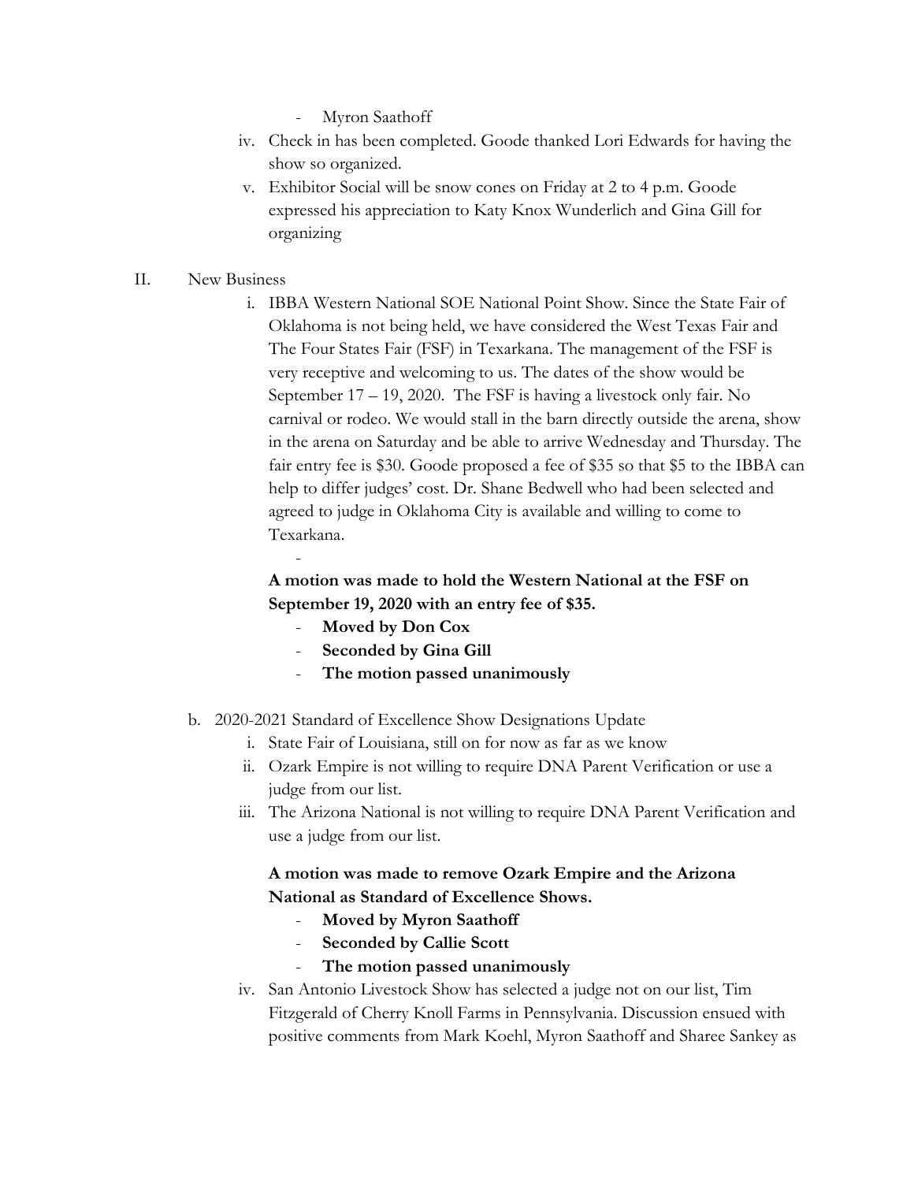- Myron Saathoff

iv. Check in has been completed. Goode thanked Lori Edwards for having the show so organized.

v. Exhibitor Social will be snow cones on Friday at 2 to 4 p.m. Goode expressed his appreciation to Katy Knox Wunderlich and Gina Gill for organizing

II. New Business

i. IBBA Western National SOE National Point Show. Since the State Fair of Oklahoma is not being held, we have considered the West Texas Fair and The Four States Fair (FSF) in Texarkana. The management of the FSF is very receptive and welcoming to us. The dates of the show would be September 17 – 19, 2020. The FSF is having a livestock only fair. No carnival or rodeo. We would stall in the barn directly outside the arena, show in the arena on Saturday and be able to arrive Wednesday and Thursday. The fair entry fee is $30. Goode proposed a fee of $35 so that $5 to the IBBA can help to differ judges' cost. Dr. Shane Bedwell who had been selected and agreed to judge in Oklahoma City is available and willing to come to Texarkana.

-

**A motion was made to hold the Western National at the FSF on September 19, 2020 with an entry fee of $35.**

- **Moved by Don Cox**
- **Seconded by Gina Gill**
- **The motion passed unanimously**

b. 2020-2021 Standard of Excellence Show Designations Update

i. State Fair of Louisiana, still on for now as far as we know

ii. Ozark Empire is not willing to require DNA Parent Verification or use a judge from our list.

iii. The Arizona National is not willing to require DNA Parent Verification and use a judge from our list.

**A motion was made to remove Ozark Empire and the Arizona National as Standard of Excellence Shows.**

- **Moved by Myron Saathoff**
- **Seconded by Callie Scott**
- **The motion passed unanimously**

iv. San Antonio Livestock Show has selected a judge not on our list, Tim Fitzgerald of Cherry Knoll Farms in Pennsylvania. Discussion ensued with positive comments from Mark Koehl, Myron Saathoff and Sharee Sankey as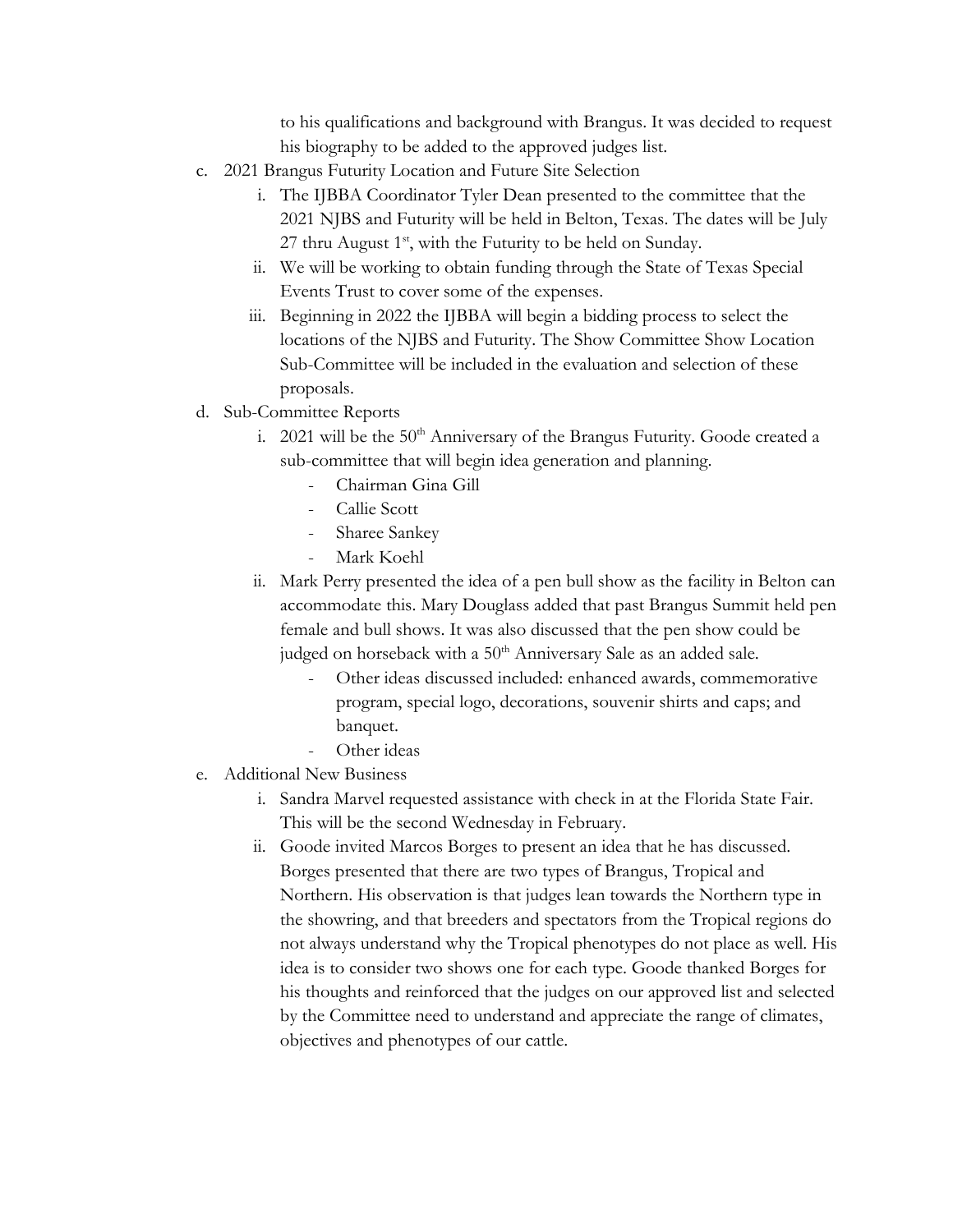to his qualifications and background with Brangus. It was decided to request his biography to be added to the approved judges list.

c. 2021 Brangus Futurity Location and Future Site Selection
   i. The IJBBA Coordinator Tyler Dean presented to the committee that the 2021 NJBS and Futurity will be held in Belton, Texas. The dates will be July 27 thru August 1st, with the Futurity to be held on Sunday.
   ii. We will be working to obtain funding through the State of Texas Special Events Trust to cover some of the expenses.
   iii. Beginning in 2022 the IJBBA will begin a bidding process to select the locations of the NJBS and Futurity. The Show Committee Show Location Sub-Committee will be included in the evaluation and selection of these proposals.

d. Sub-Committee Reports
   i. 2021 will be the 50th Anniversary of the Brangus Futurity. Goode created a sub-committee that will begin idea generation and planning.
      - Chairman Gina Gill
      - Callie Scott
      - Sharee Sankey
      - Mark Koehl
   ii. Mark Perry presented the idea of a pen bull show as the facility in Belton can accommodate this. Mary Douglass added that past Brangus Summit held pen female and bull shows. It was also discussed that the pen show could be judged on horseback with a 50th Anniversary Sale as an added sale.
      - Other ideas discussed included: enhanced awards, commemorative program, special logo, decorations, souvenir shirts and caps; and banquet.
      - Other ideas

e. Additional New Business
   i. Sandra Marvel requested assistance with check in at the Florida State Fair. This will be the second Wednesday in February.
   ii. Goode invited Marcos Borges to present an idea that he has discussed. Borges presented that there are two types of Brangus, Tropical and Northern. His observation is that judges lean towards the Northern type in the showring, and that breeders and spectators from the Tropical regions do not always understand why the Tropical phenotypes do not place as well. His idea is to consider two shows one for each type. Goode thanked Borges for his thoughts and reinforced that the judges on our approved list and selected by the Committee need to understand and appreciate the range of climates, objectives and phenotypes of our cattle.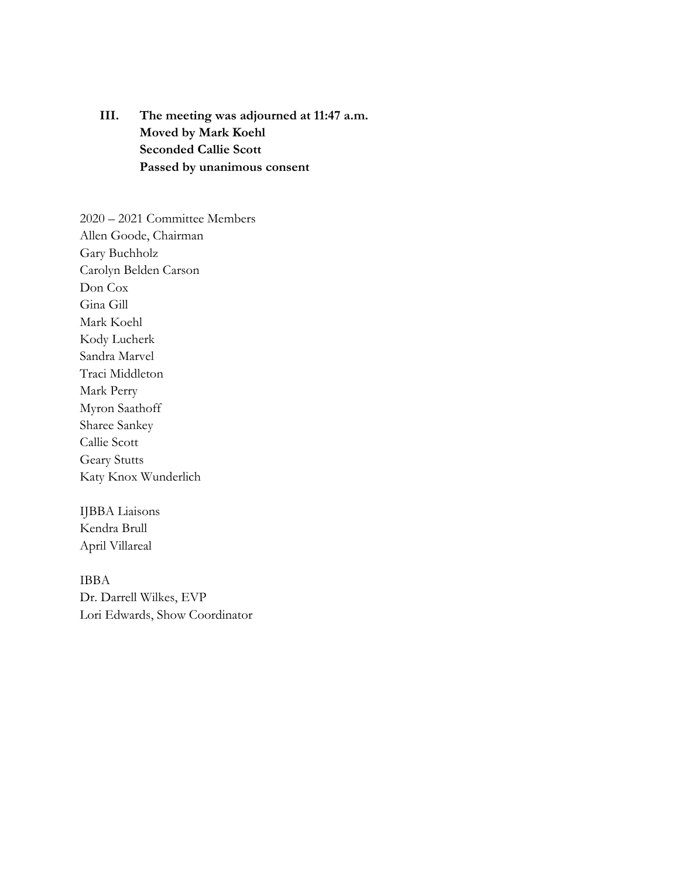**III. The meeting was adjourned at 11:47 a.m.**
**Moved by Mark Koehl**
**Seconded Callie Scott**
**Passed by unanimous consent**

2020 – 2021 Committee Members
Allen Goode, Chairman
Gary Buchholz
Carolyn Belden Carson
Don Cox
Gina Gill
Mark Koehl
Kody Lucherk
Sandra Marvel
Traci Middleton
Mark Perry
Myron Saathoff
Sharee Sankey
Callie Scott
Geary Stutts
Katy Knox Wunderlich

IJBBA Liaisons
Kendra Brull
April Villareal

IBBA
Dr. Darrell Wilkes, EVP
Lori Edwards, Show Coordinator